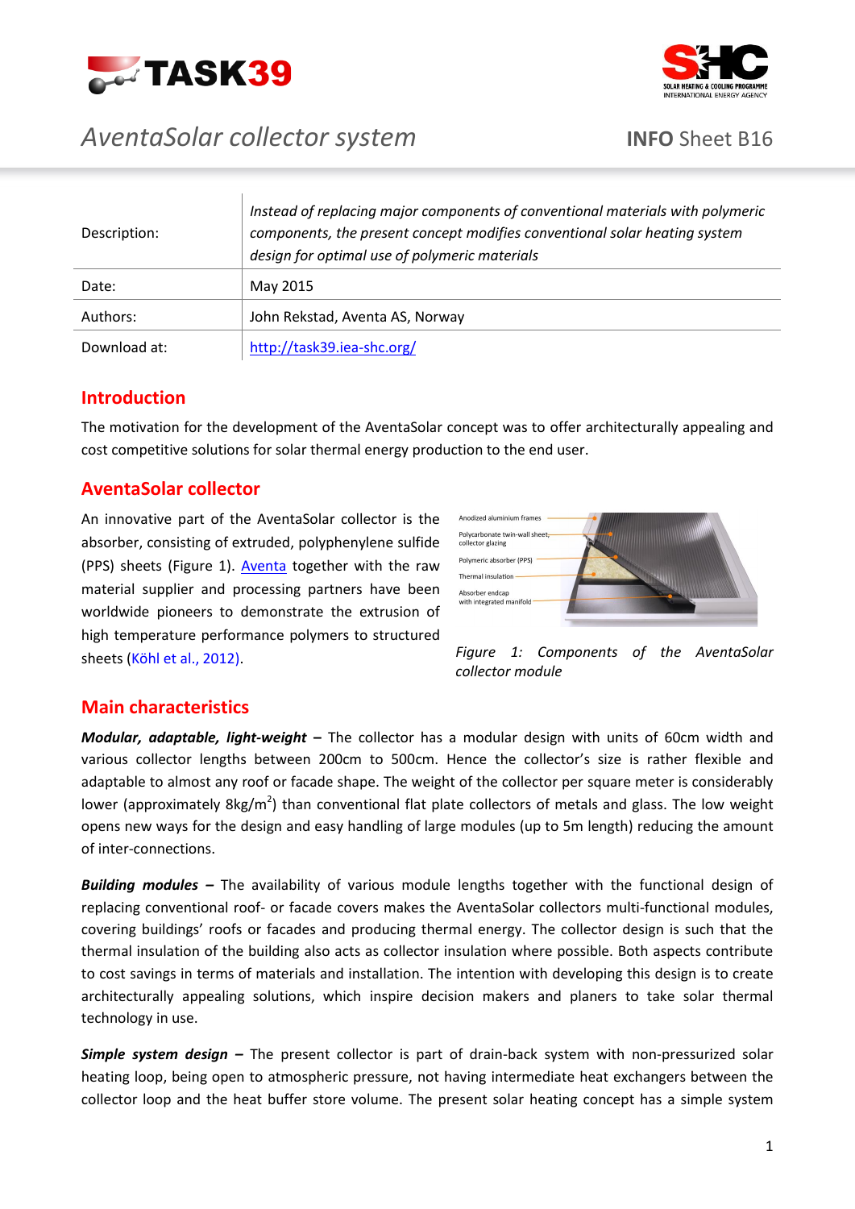# AventaSolar collector system

**INFO Sheet B16**

| | |
|---|---|
| Description: | *Instead of replacing major components of conventional materials with polymeric components, the present concept modifies conventional solar heating system design for optimal use of polymeric materials* |
| Date: | May 2015 |
| Authors: | John Rekstad, Aventa AS, Norway |
| Download at: | [http://task39.iea-shc.org/](http://task39.iea-shc.org/) |

## Introduction

The motivation for the development of the AventaSolar concept was to offer architecturally appealing and cost competitive solutions for solar thermal energy production to the end user.

## AventaSolar collector

An innovative part of the AventaSolar collector is the absorber, consisting of extruded, polyphenylene sulfide (PPS) sheets (Figure 1). Aventa together with the raw material supplier and processing partners have been worldwide pioneers to demonstrate the extrusion of high temperature performance polymers to structured sheets (Köhl et al., 2012).

Anodized aluminium frames
Polycarbonate twin-wall sheet, collector glazing
Polymeric absorber (PPS)
Thermal insulation
Absorber endcap with integrated manifold

*Figure 1: Components of the AventaSolar collector module*

## Main characteristics

***Modular, adaptable, light-weight –*** The collector has a modular design with units of 60cm width and various collector lengths between 200cm to 500cm. Hence the collector's size is rather flexible and adaptable to almost any roof or facade shape. The weight of the collector per square meter is considerably lower (approximately 8kg/m$^2$) than conventional flat plate collectors of metals and glass. The low weight opens new ways for the design and easy handling of large modules (up to 5m length) reducing the amount of inter-connections.

***Building modules –*** The availability of various module lengths together with the functional design of replacing conventional roof- or facade covers makes the AventaSolar collectors multi-functional modules, covering buildings' roofs or facades and producing thermal energy. The collector design is such that the thermal insulation of the building also acts as collector insulation where possible. Both aspects contribute to cost savings in terms of materials and installation. The intention with developing this design is to create architecturally appealing solutions, which inspire decision makers and planers to take solar thermal technology in use.

***Simple system design –*** The present collector is part of drain-back system with non-pressurized solar heating loop, being open to atmospheric pressure, not having intermediate heat exchangers between the collector loop and the heat buffer store volume. The present solar heating concept has a simple system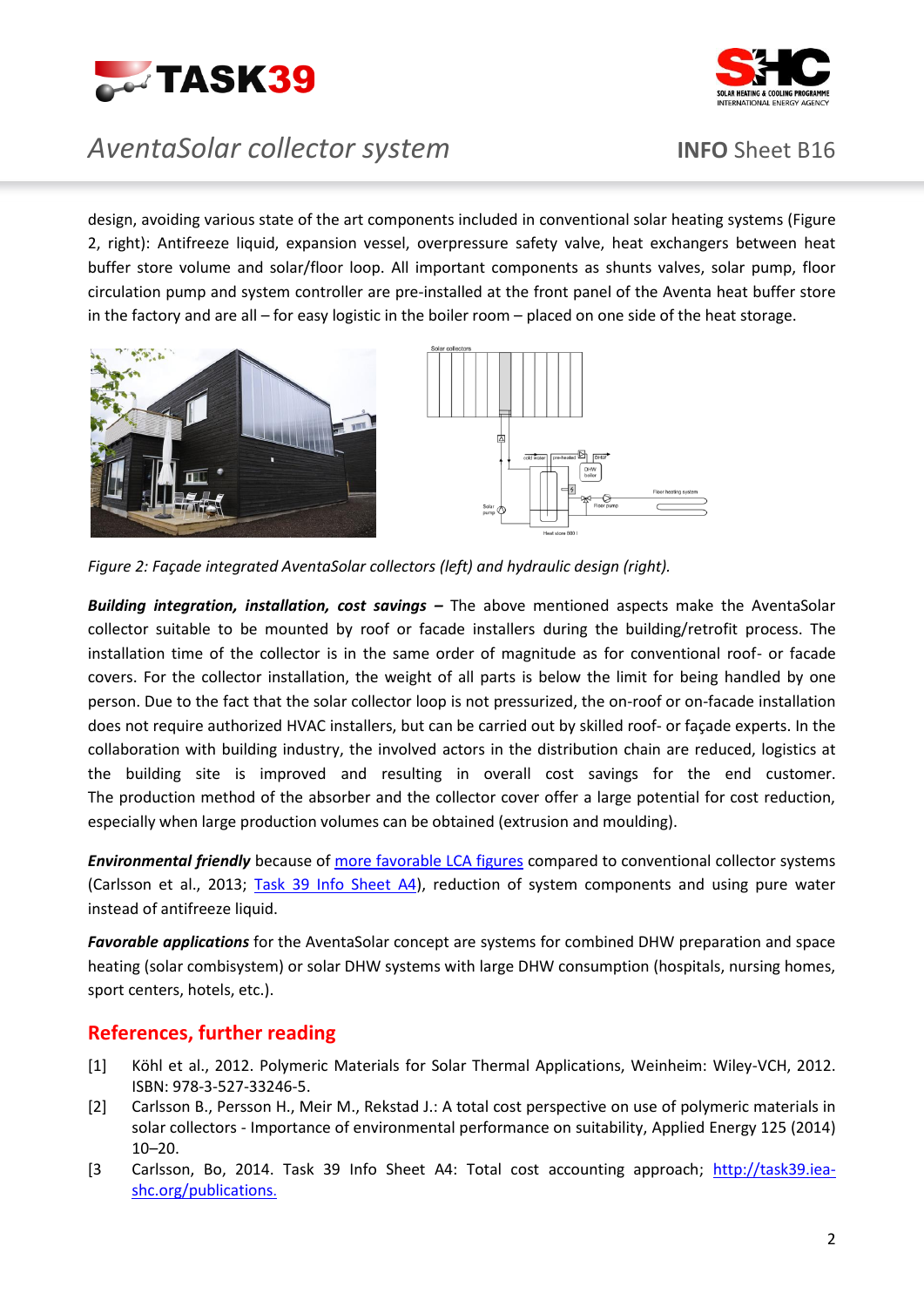design, avoiding various state of the art components included in conventional solar heating systems (Figure 2, right): Antifreeze liquid, expansion vessel, overpressure safety valve, heat exchangers between heat buffer store volume and solar/floor loop. All important components as shunts valves, solar pump, floor circulation pump and system controller are pre-installed at the front panel of the Aventa heat buffer store in the factory and are all – for easy logistic in the boiler room – placed on one side of the heat storage.

Solar collectors

cold water

pre-heated

DHW

DHW boiler

Floor heating system

Floor pump

Solar pump

Heat store 800 l

*Figure 2: Façade integrated AventaSolar collectors (left) and hydraulic design (right).*

***Building integration, installation, cost savings –*** The above mentioned aspects make the AventaSolar collector suitable to be mounted by roof or facade installers during the building/retrofit process. The installation time of the collector is in the same order of magnitude as for conventional roof- or facade covers. For the collector installation, the weight of all parts is below the limit for being handled by one person. Due to the fact that the solar collector loop is not pressurized, the on-roof or on-facade installation does not require authorized HVAC installers, but can be carried out by skilled roof- or façade experts. In the collaboration with building industry, the involved actors in the distribution chain are reduced, logistics at the building site is improved and resulting in overall cost savings for the end customer. The production method of the absorber and the collector cover offer a large potential for cost reduction, especially when large production volumes can be obtained (extrusion and moulding).

***Environmental friendly*** because of more favorable LCA figures compared to conventional collector systems (Carlsson et al., 2013; Task 39 Info Sheet A4), reduction of system components and using pure water instead of antifreeze liquid.

***Favorable applications*** for the AventaSolar concept are systems for combined DHW preparation and space heating (solar combisystem) or solar DHW systems with large DHW consumption (hospitals, nursing homes, sport centers, hotels, etc.).

## References, further reading

[1] Köhl et al., 2012. Polymeric Materials for Solar Thermal Applications, Weinheim: Wiley-VCH, 2012. ISBN: 978-3-527-33246-5.

[2] Carlsson B., Persson H., Meir M., Rekstad J.: A total cost perspective on use of polymeric materials in solar collectors - Importance of environmental performance on suitability, Applied Energy 125 (2014) 10–20.

[3 Carlsson, Bo, 2014. Task 39 Info Sheet A4: Total cost accounting approach; http://task39.iea-shc.org/publications.